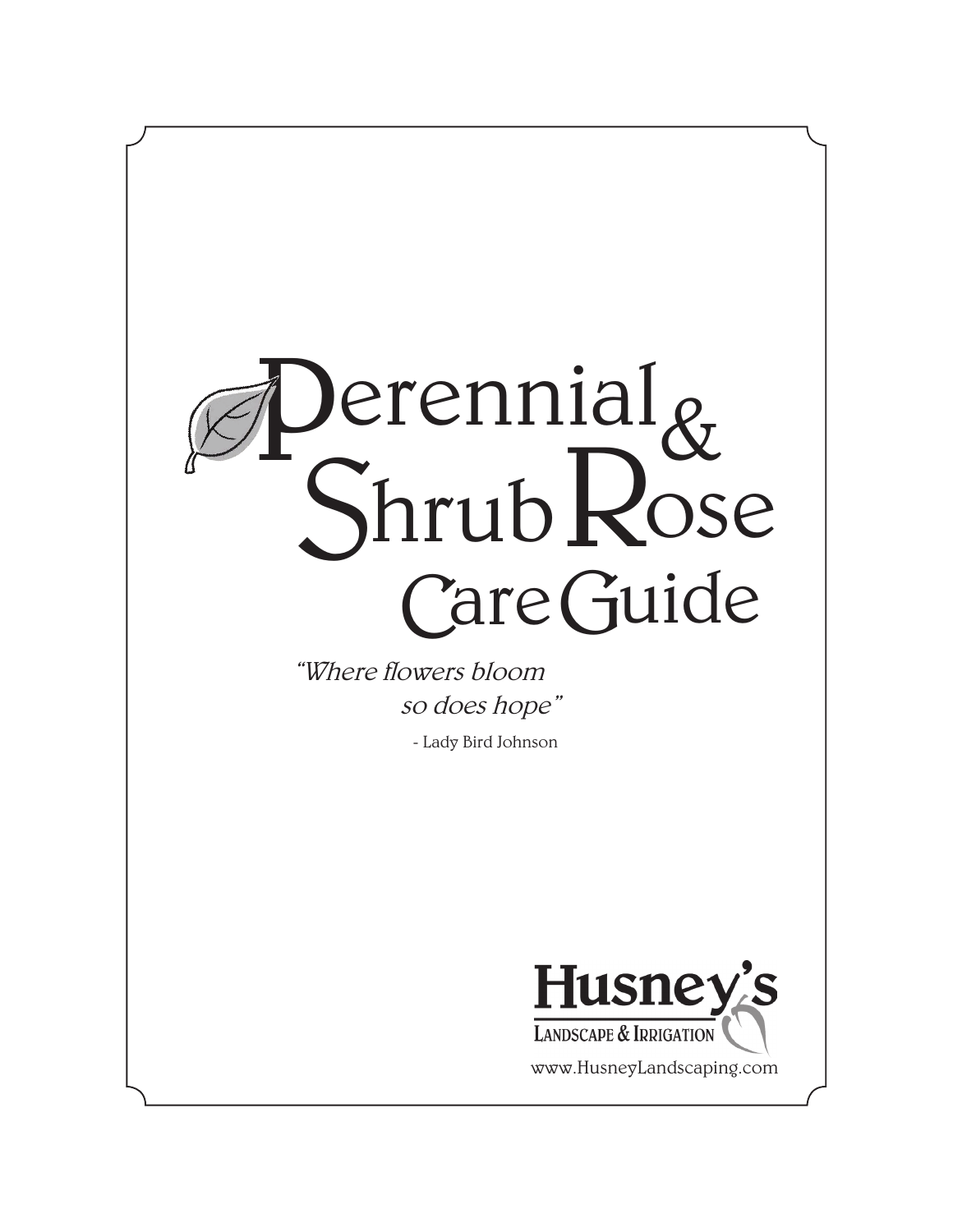# Perennial & Shrub Rose Care Guide

*"Where flowers bloom so does hope"*

- Lady Bird Johnson

**Husney's**
LANDSCAPE & IRRIGATION

www.HusneyLandscaping.com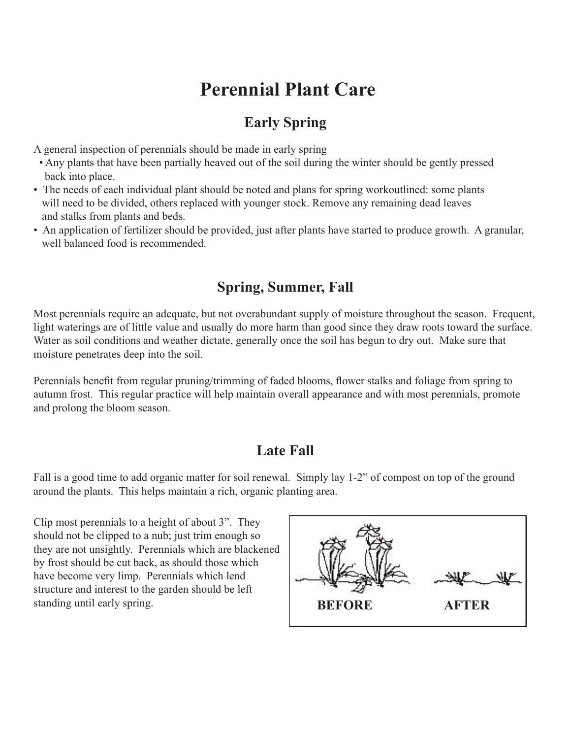# Perennial Plant Care

## Early Spring

A general inspection of perennials should be made in early spring

- Any plants that have been partially heaved out of the soil during the winter should be gently pressed back into place.
- The needs of each individual plant should be noted and plans for spring workoutlined: some plants will need to be divided, others replaced with younger stock. Remove any remaining dead leaves and stalks from plants and beds.
- An application of fertilizer should be provided, just after plants have started to produce growth. A granular, well balanced food is recommended.

## Spring, Summer, Fall

Most perennials require an adequate, but not overabundant supply of moisture throughout the season. Frequent, light waterings are of little value and usually do more harm than good since they draw roots toward the surface. Water as soil conditions and weather dictate, generally once the soil has begun to dry out. Make sure that moisture penetrates deep into the soil.

Perennials benefit from regular pruning/trimming of faded blooms, flower stalks and foliage from spring to autumn frost. This regular practice will help maintain overall appearance and with most perennials, promote and prolong the bloom season.

## Late Fall

Fall is a good time to add organic matter for soil renewal. Simply lay 1-2" of compost on top of the ground around the plants. This helps maintain a rich, organic planting area.

Clip most perennials to a height of about 3". They should not be clipped to a nub; just trim enough so they are not unsightly. Perennials which are blackened by frost should be cut back, as should those which have become very limp. Perennials which lend structure and interest to the garden should be left standing until early spring.

**BEFORE** **AFTER**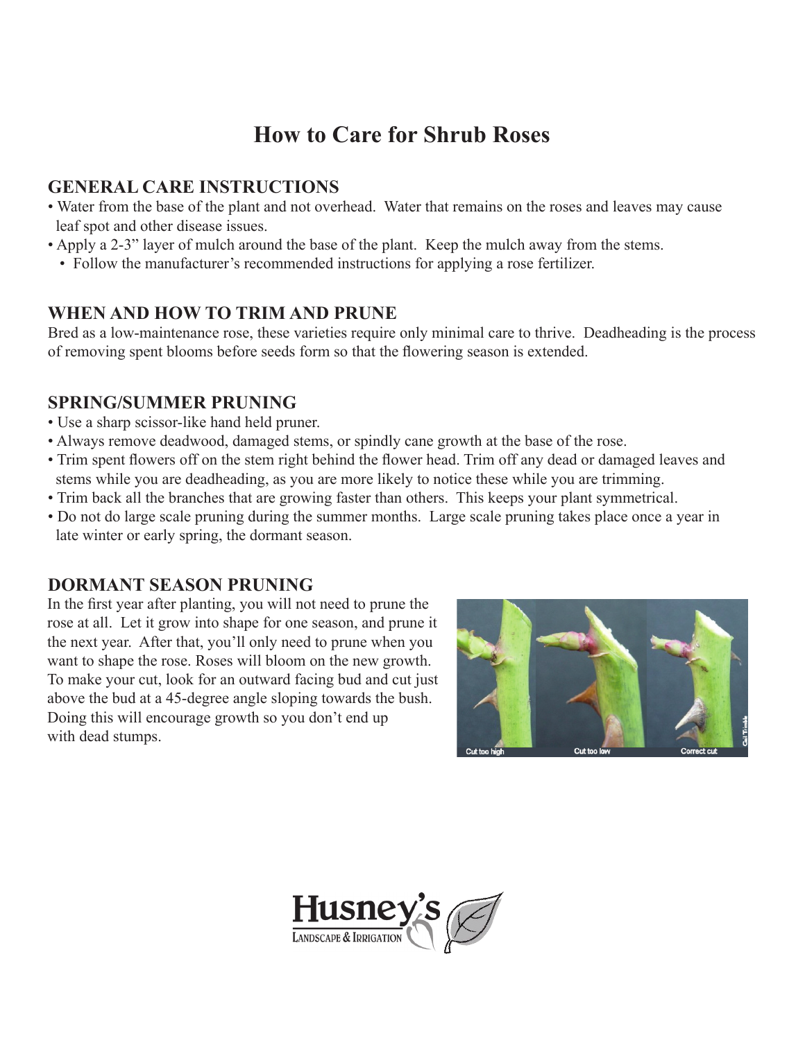# How to Care for Shrub Roses

## GENERAL CARE INSTRUCTIONS

- Water from the base of the plant and not overhead. Water that remains on the roses and leaves may cause leaf spot and other disease issues.
- Apply a 2-3" layer of mulch around the base of the plant. Keep the mulch away from the stems.
- Follow the manufacturer's recommended instructions for applying a rose fertilizer.

## WHEN AND HOW TO TRIM AND PRUNE

Bred as a low-maintenance rose, these varieties require only minimal care to thrive. Deadheading is the process of removing spent blooms before seeds form so that the flowering season is extended.

## SPRING/SUMMER PRUNING

- Use a sharp scissor-like hand held pruner.
- Always remove deadwood, damaged stems, or spindly cane growth at the base of the rose.
- Trim spent flowers off on the stem right behind the flower head. Trim off any dead or damaged leaves and stems while you are deadheading, as you are more likely to notice these while you are trimming.
- Trim back all the branches that are growing faster than others. This keeps your plant symmetrical.
- Do not do large scale pruning during the summer months. Large scale pruning takes place once a year in late winter or early spring, the dormant season.

## DORMANT SEASON PRUNING

In the first year after planting, you will not need to prune the rose at all. Let it grow into shape for one season, and prune it the next year. After that, you'll only need to prune when you want to shape the rose. Roses will bloom on the new growth. To make your cut, look for an outward facing bud and cut just above the bud at a 45-degree angle sloping towards the bush. Doing this will encourage growth so you don't end up with dead stumps.

Cut too high

Cut too low

Correct cut

Gail Trimble

Husney's Landscape & Irrigation